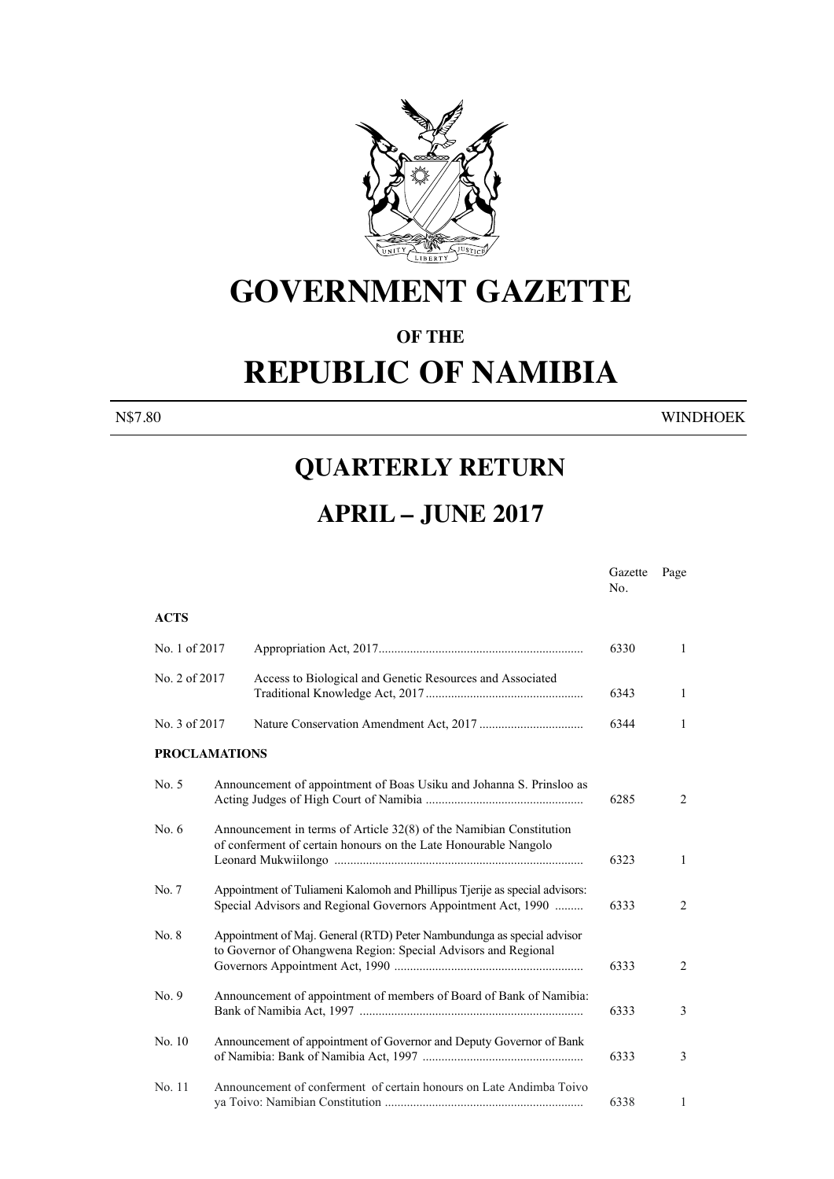# GOVERNMENT GAZETTE

## OF THE

# REPUBLIC OF NAMIBIA

N$7.80 WINDHOEK

## QUARTERLY RETURN

## APRIL – JUNE 2017

| | | Gazette No. | Page |
|---|---|---|---|
| **ACTS** | | | |
| No. 1 of 2017 | Appropriation Act, 2017 | 6330 | 1 |
| No. 2 of 2017 | Access to Biological and Genetic Resources and Associated Traditional Knowledge Act, 2017 | 6343 | 1 |
| No. 3 of 2017 | Nature Conservation Amendment Act, 2017 | 6344 | 1 |
| **PROCLAMATIONS** | | | |
| No. 5 | Announcement of appointment of Boas Usiku and Johanna S. Prinsloo as Acting Judges of High Court of Namibia | 6285 | 2 |
| No. 6 | Announcement in terms of Article 32(8) of the Namibian Constitution of conferment of certain honours on the Late Honourable Nangolo Leonard Mukwiilongo | 6323 | 1 |
| No. 7 | Appointment of Tuliameni Kalomoh and Phillipus Tjerije as special advisors: Special Advisors and Regional Governors Appointment Act, 1990 | 6333 | 2 |
| No. 8 | Appointment of Maj. General (RTD) Peter Nambundunga as special advisor to Governor of Ohangwena Region: Special Advisors and Regional Governors Appointment Act, 1990 | 6333 | 2 |
| No. 9 | Announcement of appointment of members of Board of Bank of Namibia: Bank of Namibia Act, 1997 | 6333 | 3 |
| No. 10 | Announcement of appointment of Governor and Deputy Governor of Bank of Namibia: Bank of Namibia Act, 1997 | 6333 | 3 |
| No. 11 | Announcement of conferment of certain honours on Late Andimba Toivo ya Toivo: Namibian Constitution | 6338 | 1 |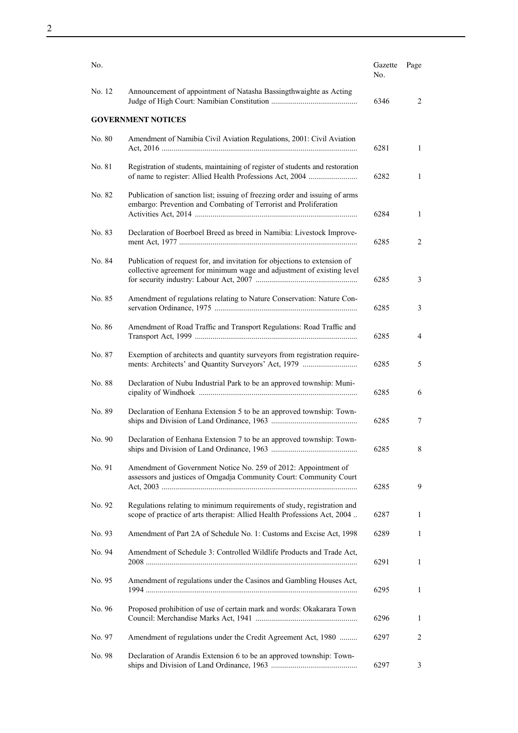| No. | | Gazette No. | Page |
|---|---|---|---|
| No. 12 | Announcement of appointment of Natasha Bassingthwaighte as Acting Judge of High Court: Namibian Constitution | 6346 | 2 |
| **GOVERNMENT NOTICES** | | | |
| No. 80 | Amendment of Namibia Civil Aviation Regulations, 2001: Civil Aviation Act, 2016 | 6281 | 1 |
| No. 81 | Registration of students, maintaining of register of students and restoration of name to register: Allied Health Professions Act, 2004 | 6282 | 1 |
| No. 82 | Publication of sanction list; issuing of freezing order and issuing of arms embargo: Prevention and Combating of Terrorist and Proliferation Activities Act, 2014 | 6284 | 1 |
| No. 83 | Declaration of Boerboel Breed as breed in Namibia: Livestock Improvement Act, 1977 | 6285 | 2 |
| No. 84 | Publication of request for, and invitation for objections to extension of collective agreement for minimum wage and adjustment of existing level for security industry: Labour Act, 2007 | 6285 | 3 |
| No. 85 | Amendment of regulations relating to Nature Conservation: Nature Conservation Ordinance, 1975 | 6285 | 3 |
| No. 86 | Amendment of Road Traffic and Transport Regulations: Road Traffic and Transport Act, 1999 | 6285 | 4 |
| No. 87 | Exemption of architects and quantity surveyors from registration requirements: Architects' and Quantity Surveyors' Act, 1979 | 6285 | 5 |
| No. 88 | Declaration of Nubu Industrial Park to be an approved township: Municipality of Windhoek | 6285 | 6 |
| No. 89 | Declaration of Eenhana Extension 5 to be an approved township: Townships and Division of Land Ordinance, 1963 | 6285 | 7 |
| No. 90 | Declaration of Eenhana Extension 7 to be an approved township: Townships and Division of Land Ordinance, 1963 | 6285 | 8 |
| No. 91 | Amendment of Government Notice No. 259 of 2012: Appointment of assessors and justices of Omgadja Community Court: Community Court Act, 2003 | 6285 | 9 |
| No. 92 | Regulations relating to minimum requirements of study, registration and scope of practice of arts therapist: Allied Health Professions Act, 2004 | 6287 | 1 |
| No. 93 | Amendment of Part 2A of Schedule No. 1: Customs and Excise Act, 1998 | 6289 | 1 |
| No. 94 | Amendment of Schedule 3: Controlled Wildlife Products and Trade Act, 2008 | 6291 | 1 |
| No. 95 | Amendment of regulations under the Casinos and Gambling Houses Act, 1994 | 6295 | 1 |
| No. 96 | Proposed prohibition of use of certain mark and words: Okakarara Town Council: Merchandise Marks Act, 1941 | 6296 | 1 |
| No. 97 | Amendment of regulations under the Credit Agreement Act, 1980 | 6297 | 2 |
| No. 98 | Declaration of Arandis Extension 6 to be an approved township: Townships and Division of Land Ordinance, 1963 | 6297 | 3 |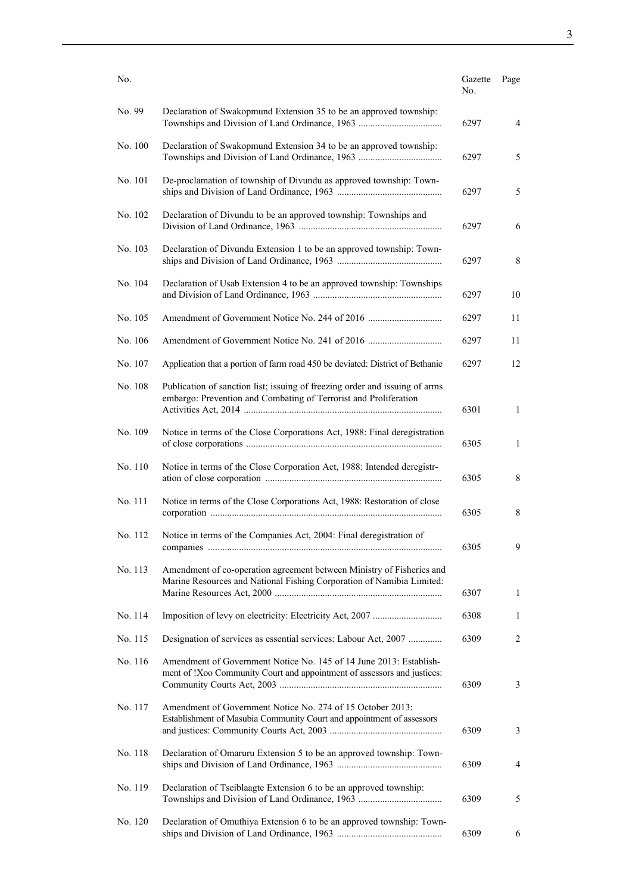| No. | | Gazette No. | Page |
|---|---|---|---|
| No. 99 | Declaration of Swakopmund Extension 35 to be an approved township: Townships and Division of Land Ordinance, 1963 .................................. | 6297 | 4 |
| No. 100 | Declaration of Swakopmund Extension 34 to be an approved township: Townships and Division of Land Ordinance, 1963 .................................. | 6297 | 5 |
| No. 101 | De-proclamation of township of Divundu as approved township: Townships and Division of Land Ordinance, 1963 ........................................... | 6297 | 5 |
| No. 102 | Declaration of Divundu to be an approved township: Townships and Division of Land Ordinance, 1963 ........................................................... | 6297 | 6 |
| No. 103 | Declaration of Divundu Extension 1 to be an approved township: Townships and Division of Land Ordinance, 1963 ........................................... | 6297 | 8 |
| No. 104 | Declaration of Usab Extension 4 to be an approved township: Townships and Division of Land Ordinance, 1963 ..................................................... | 6297 | 10 |
| No. 105 | Amendment of Government Notice No. 244 of 2016 .............................. | 6297 | 11 |
| No. 106 | Amendment of Government Notice No. 241 of 2016 .............................. | 6297 | 11 |
| No. 107 | Application that a portion of farm road 450 be deviated: District of Bethanie | 6297 | 12 |
| No. 108 | Publication of sanction list; issuing of freezing order and issuing of arms embargo: Prevention and Combating of Terrorist and Proliferation Activities Act, 2014 .................................................................................. | 6301 | 1 |
| No. 109 | Notice in terms of the Close Corporations Act, 1988: Final deregistration of close corporations ................................................................................. | 6305 | 1 |
| No. 110 | Notice in terms of the Close Corporation Act, 1988: Intended deregistration of close corporation ......................................................................... | 6305 | 8 |
| No. 111 | Notice in terms of the Close Corporations Act, 1988: Restoration of close corporation ................................................................................................ | 6305 | 8 |
| No. 112 | Notice in terms of the Companies Act, 2004: Final deregistration of companies ................................................................................................. | 6305 | 9 |
| No. 113 | Amendment of co-operation agreement between Ministry of Fisheries and Marine Resources and National Fishing Corporation of Namibia Limited: Marine Resources Act, 2000 ..................................................................... | 6307 | 1 |
| No. 114 | Imposition of levy on electricity: Electricity Act, 2007 ............................ | 6308 | 1 |
| No. 115 | Designation of services as essential services: Labour Act, 2007 ............. | 6309 | 2 |
| No. 116 | Amendment of Government Notice No. 145 of 14 June 2013: Establishment of !Xoo Community Court and appointment of assessors and justices: Community Courts Act, 2003 ................................................................... | 6309 | 3 |
| No. 117 | Amendment of Government Notice No. 274 of 15 October 2013: Establishment of Masubia Community Court and appointment of assessors and justices: Community Courts Act, 2003 .............................................. | 6309 | 3 |
| No. 118 | Declaration of Omaruru Extension 5 to be an approved township: Townships and Division of Land Ordinance, 1963 ........................................... | 6309 | 4 |
| No. 119 | Declaration of Tseiblaagte Extension 6 to be an approved township: Townships and Division of Land Ordinance, 1963 .................................. | 6309 | 5 |
| No. 120 | Declaration of Omuthiya Extension 6 to be an approved township: Townships and Division of Land Ordinance, 1963 ........................................... | 6309 | 6 |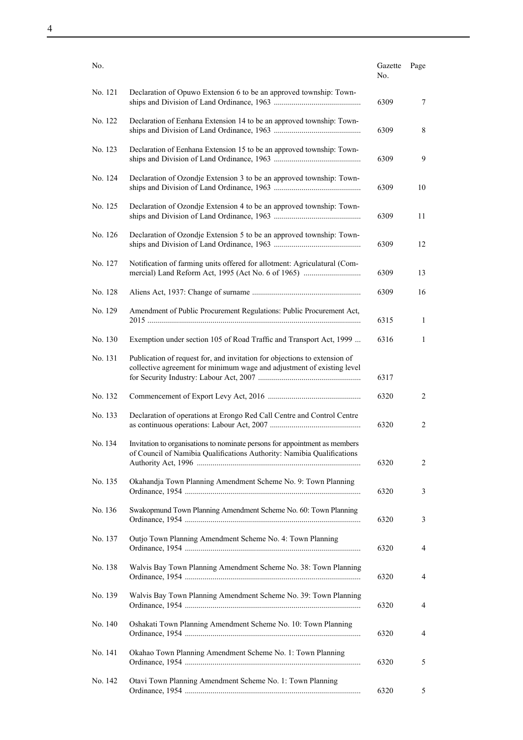| No. | | Gazette No. | Page |
|---|---|---|---|
| No. 121 | Declaration of Opuwo Extension 6 to be an approved township: Townships and Division of Land Ordinance, 1963 | 6309 | 7 |
| No. 122 | Declaration of Eenhana Extension 14 to be an approved township: Townships and Division of Land Ordinance, 1963 | 6309 | 8 |
| No. 123 | Declaration of Eenhana Extension 15 to be an approved township: Townships and Division of Land Ordinance, 1963 | 6309 | 9 |
| No. 124 | Declaration of Ozondje Extension 3 to be an approved township: Townships and Division of Land Ordinance, 1963 | 6309 | 10 |
| No. 125 | Declaration of Ozondje Extension 4 to be an approved township: Townships and Division of Land Ordinance, 1963 | 6309 | 11 |
| No. 126 | Declaration of Ozondje Extension 5 to be an approved township: Townships and Division of Land Ordinance, 1963 | 6309 | 12 |
| No. 127 | Notification of farming units offered for allotment: Agriculatural (Commercial) Land Reform Act, 1995 (Act No. 6 of 1965) | 6309 | 13 |
| No. 128 | Aliens Act, 1937: Change of surname | 6309 | 16 |
| No. 129 | Amendment of Public Procurement Regulations: Public Procurement Act, 2015 | 6315 | 1 |
| No. 130 | Exemption under section 105 of Road Traffic and Transport Act, 1999 | 6316 | 1 |
| No. 131 | Publication of request for, and invitation for objections to extension of collective agreement for minimum wage and adjustment of existing level for Security Industry: Labour Act, 2007 | 6317 | |
| No. 132 | Commencement of Export Levy Act, 2016 | 6320 | 2 |
| No. 133 | Declaration of operations at Erongo Red Call Centre and Control Centre as continuous operations: Labour Act, 2007 | 6320 | 2 |
| No. 134 | Invitation to organisations to nominate persons for appointment as members of Council of Namibia Qualifications Authority: Namibia Qualifications Authority Act, 1996 | 6320 | 2 |
| No. 135 | Okahandja Town Planning Amendment Scheme No. 9: Town Planning Ordinance, 1954 | 6320 | 3 |
| No. 136 | Swakopmund Town Planning Amendment Scheme No. 60: Town Planning Ordinance, 1954 | 6320 | 3 |
| No. 137 | Outjo Town Planning Amendment Scheme No. 4: Town Planning Ordinance, 1954 | 6320 | 4 |
| No. 138 | Walvis Bay Town Planning Amendment Scheme No. 38: Town Planning Ordinance, 1954 | 6320 | 4 |
| No. 139 | Walvis Bay Town Planning Amendment Scheme No. 39: Town Planning Ordinance, 1954 | 6320 | 4 |
| No. 140 | Oshakati Town Planning Amendment Scheme No. 10: Town Planning Ordinance, 1954 | 6320 | 4 |
| No. 141 | Okahao Town Planning Amendment Scheme No. 1: Town Planning Ordinance, 1954 | 6320 | 5 |
| No. 142 | Otavi Town Planning Amendment Scheme No. 1: Town Planning Ordinance, 1954 | 6320 | 5 |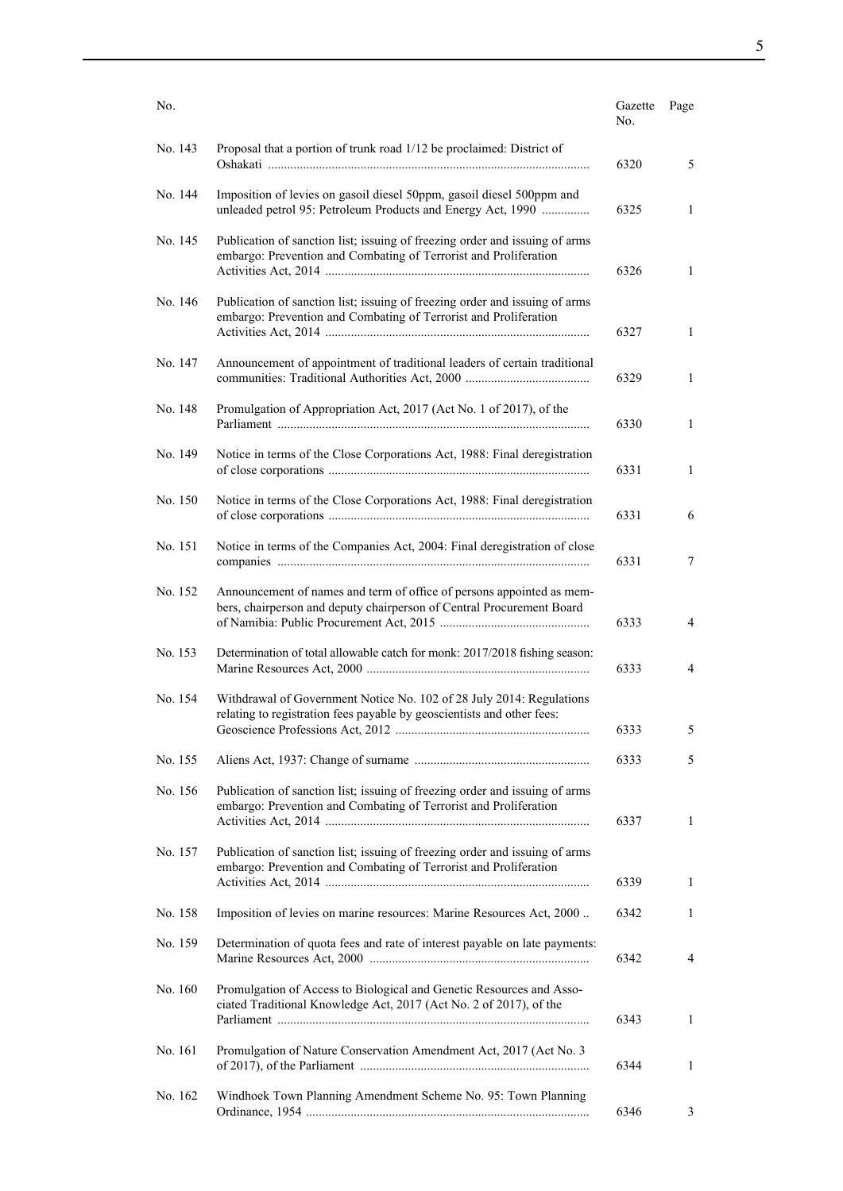| No. | | Gazette No. | Page |
|---|---|---|---|
| No. 143 | Proposal that a portion of trunk road 1/12 be proclaimed: District of Oshakati ..................................................................................................... | 6320 | 5 |
| No. 144 | Imposition of levies on gasoil diesel 50ppm, gasoil diesel 500ppm and unleaded petrol 95: Petroleum Products and Energy Act, 1990 ............... | 6325 | 1 |
| No. 145 | Publication of sanction list; issuing of freezing order and issuing of arms embargo: Prevention and Combating of Terrorist and Proliferation Activities Act, 2014 .................................................................................. | 6326 | 1 |
| No. 146 | Publication of sanction list; issuing of freezing order and issuing of arms embargo: Prevention and Combating of Terrorist and Proliferation Activities Act, 2014 .................................................................................. | 6327 | 1 |
| No. 147 | Announcement of appointment of traditional leaders of certain traditional communities: Traditional Authorities Act, 2000 ....................................... | 6329 | 1 |
| No. 148 | Promulgation of Appropriation Act, 2017 (Act No. 1 of 2017), of the Parliament ................................................................................................. | 6330 | 1 |
| No. 149 | Notice in terms of the Close Corporations Act, 1988: Final deregistration of close corporations ................................................................................. | 6331 | 1 |
| No. 150 | Notice in terms of the Close Corporations Act, 1988: Final deregistration of close corporations ................................................................................. | 6331 | 6 |
| No. 151 | Notice in terms of the Companies Act, 2004: Final deregistration of close companies ................................................................................................. | 6331 | 7 |
| No. 152 | Announcement of names and term of office of persons appointed as members, chairperson and deputy chairperson of Central Procurement Board of Namibia: Public Procurement Act, 2015 ............................................... | 6333 | 4 |
| No. 153 | Determination of total allowable catch for monk: 2017/2018 fishing season: Marine Resources Act, 2000 ..................................................................... | 6333 | 4 |
| No. 154 | Withdrawal of Government Notice No. 102 of 28 July 2014: Regulations relating to registration fees payable by geoscientists and other fees: Geoscience Professions Act, 2012 ............................................................. | 6333 | 5 |
| No. 155 | Aliens Act, 1937: Change of surname ....................................................... | 6333 | 5 |
| No. 156 | Publication of sanction list; issuing of freezing order and issuing of arms embargo: Prevention and Combating of Terrorist and Proliferation Activities Act, 2014 .................................................................................. | 6337 | 1 |
| No. 157 | Publication of sanction list; issuing of freezing order and issuing of arms embargo: Prevention and Combating of Terrorist and Proliferation Activities Act, 2014 .................................................................................. | 6339 | 1 |
| No. 158 | Imposition of levies on marine resources: Marine Resources Act, 2000 .. | 6342 | 1 |
| No. 159 | Determination of quota fees and rate of interest payable on late payments: Marine Resources Act, 2000 .................................................................... | 6342 | 4 |
| No. 160 | Promulgation of Access to Biological and Genetic Resources and Associated Traditional Knowledge Act, 2017 (Act No. 2 of 2017), of the Parliament ................................................................................................. | 6343 | 1 |
| No. 161 | Promulgation of Nature Conservation Amendment Act, 2017 (Act No. 3 of 2017), of the Parliament ........................................................................ | 6344 | 1 |
| No. 162 | Windhoek Town Planning Amendment Scheme No. 95: Town Planning Ordinance, 1954 ......................................................................................... | 6346 | 3 |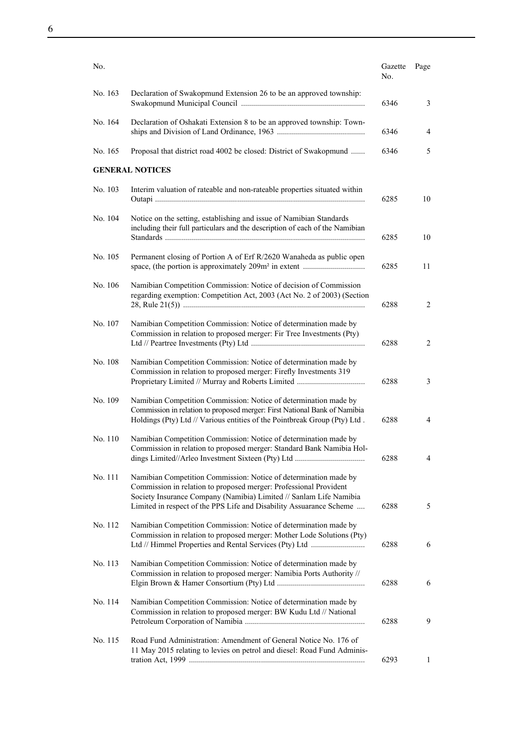| No. | | Gazette No. | Page |
|---|---|---|---|
| No. 163 | Declaration of Swakopmund Extension 26 to be an approved township: Swakopmund Municipal Council | 6346 | 3 |
| No. 164 | Declaration of Oshakati Extension 8 to be an approved township: Townships and Division of Land Ordinance, 1963 | 6346 | 4 |
| No. 165 | Proposal that district road 4002 be closed: District of Swakopmund | 6346 | 5 |
| | **GENERAL NOTICES** | | |
| No. 103 | Interim valuation of rateable and non-rateable properties situated within Outapi | 6285 | 10 |
| No. 104 | Notice on the setting, establishing and issue of Namibian Standards including their full particulars and the description of each of the Namibian Standards | 6285 | 10 |
| No. 105 | Permanent closing of Portion A of Erf R/2620 Wanaheda as public open space, (the portion is approximately 209m² in extent | 6285 | 11 |
| No. 106 | Namibian Competition Commission: Notice of decision of Commission regarding exemption: Competition Act, 2003 (Act No. 2 of 2003) (Section 28, Rule 21(5)) | 6288 | 2 |
| No. 107 | Namibian Competition Commission: Notice of determination made by Commission in relation to proposed merger: Fir Tree Investments (Pty) Ltd // Peartree Investments (Pty) Ltd | 6288 | 2 |
| No. 108 | Namibian Competition Commission: Notice of determination made by Commission in relation to proposed merger: Firefly Investments 319 Proprietary Limited // Murray and Roberts Limited | 6288 | 3 |
| No. 109 | Namibian Competition Commission: Notice of determination made by Commission in relation to proposed merger: First National Bank of Namibia Holdings (Pty) Ltd // Various entities of the Pointbreak Group (Pty) Ltd . | 6288 | 4 |
| No. 110 | Namibian Competition Commission: Notice of determination made by Commission in relation to proposed merger: Standard Bank Namibia Holdings Limited//Arleo Investment Sixteen (Pty) Ltd | 6288 | 4 |
| No. 111 | Namibian Competition Commission: Notice of determination made by Commission in relation to proposed merger: Professional Provident Society Insurance Company (Namibia) Limited // Sanlam Life Namibia Limited in respect of the PPS Life and Disability Assuarance Scheme | 6288 | 5 |
| No. 112 | Namibian Competition Commission: Notice of determination made by Commission in relation to proposed merger: Mother Lode Solutions (Pty) Ltd // Himmel Properties and Rental Services (Pty) Ltd | 6288 | 6 |
| No. 113 | Namibian Competition Commission: Notice of determination made by Commission in relation to proposed merger: Namibia Ports Authority // Elgin Brown & Hamer Consortium (Pty) Ltd | 6288 | 6 |
| No. 114 | Namibian Competition Commission: Notice of determination made by Commission in relation to proposed merger: BW Kudu Ltd // National Petroleum Corporation of Namibia | 6288 | 9 |
| No. 115 | Road Fund Administration: Amendment of General Notice No. 176 of 11 May 2015 relating to levies on petrol and diesel: Road Fund Administration Act, 1999 | 6293 | 1 |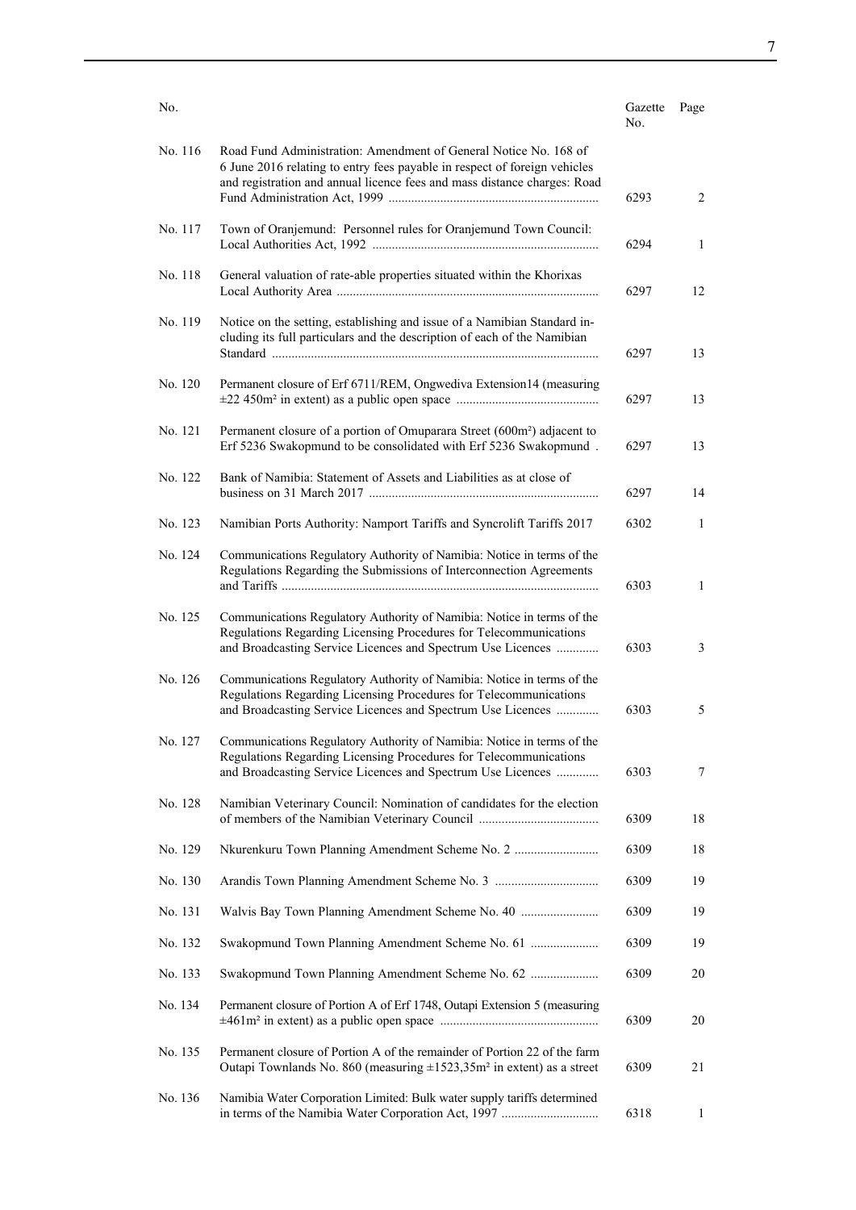| No. | | Gazette No. | Page |
|---|---|---|---|
| No. 116 | Road Fund Administration: Amendment of General Notice No. 168 of 6 June 2016 relating to entry fees payable in respect of foreign vehicles and registration and annual licence fees and mass distance charges: Road Fund Administration Act, 1999 ................................................................ | 6293 | 2 |
| No. 117 | Town of Oranjemund: Personnel rules for Oranjemund Town Council: Local Authorities Act, 1992 ..................................................................... | 6294 | 1 |
| No. 118 | General valuation of rate-able properties situated within the Khorixas Local Authority Area ................................................................................ | 6297 | 12 |
| No. 119 | Notice on the setting, establishing and issue of a Namibian Standard including its full particulars and the description of each of the Namibian Standard .................................................................................................... | 6297 | 13 |
| No. 120 | Permanent closure of Erf 6711/REM, Ongwediva Extension14 (measuring ±22 450m² in extent) as a public open space ........................................... | 6297 | 13 |
| No. 121 | Permanent closure of a portion of Omuparara Street (600m²) adjacent to Erf 5236 Swakopmund to be consolidated with Erf 5236 Swakopmund . | 6297 | 13 |
| No. 122 | Bank of Namibia: Statement of Assets and Liabilities as at close of business on 31 March 2017 ...................................................................... | 6297 | 14 |
| No. 123 | Namibian Ports Authority: Namport Tariffs and Syncrolift Tariffs 2017 | 6302 | 1 |
| No. 124 | Communications Regulatory Authority of Namibia: Notice in terms of the Regulations Regarding the Submissions of Interconnection Agreements and Tariffs ................................................................................................. | 6303 | 1 |
| No. 125 | Communications Regulatory Authority of Namibia: Notice in terms of the Regulations Regarding Licensing Procedures for Telecommunications and Broadcasting Service Licences and Spectrum Use Licences ............ | 6303 | 3 |
| No. 126 | Communications Regulatory Authority of Namibia: Notice in terms of the Regulations Regarding Licensing Procedures for Telecommunications and Broadcasting Service Licences and Spectrum Use Licences ............ | 6303 | 5 |
| No. 127 | Communications Regulatory Authority of Namibia: Notice in terms of the Regulations Regarding Licensing Procedures for Telecommunications and Broadcasting Service Licences and Spectrum Use Licences ............ | 6303 | 7 |
| No. 128 | Namibian Veterinary Council: Nomination of candidates for the election of members of the Namibian Veterinary Council .................................... | 6309 | 18 |
| No. 129 | Nkurenkuru Town Planning Amendment Scheme No. 2 ......................... | 6309 | 18 |
| No. 130 | Arandis Town Planning Amendment Scheme No. 3 ............................... | 6309 | 19 |
| No. 131 | Walvis Bay Town Planning Amendment Scheme No. 40 ....................... | 6309 | 19 |
| No. 132 | Swakopmund Town Planning Amendment Scheme No. 61 .................... | 6309 | 19 |
| No. 133 | Swakopmund Town Planning Amendment Scheme No. 62 .................... | 6309 | 20 |
| No. 134 | Permanent closure of Portion A of Erf 1748, Outapi Extension 5 (measuring ±461m² in extent) as a public open space ................................................ | 6309 | 20 |
| No. 135 | Permanent closure of Portion A of the remainder of Portion 22 of the farm Outapi Townlands No. 860 (measuring ±1523,35m² in extent) as a street | 6309 | 21 |
| No. 136 | Namibia Water Corporation Limited: Bulk water supply tariffs determined in terms of the Namibia Water Corporation Act, 1997 .............................. | 6318 | 1 |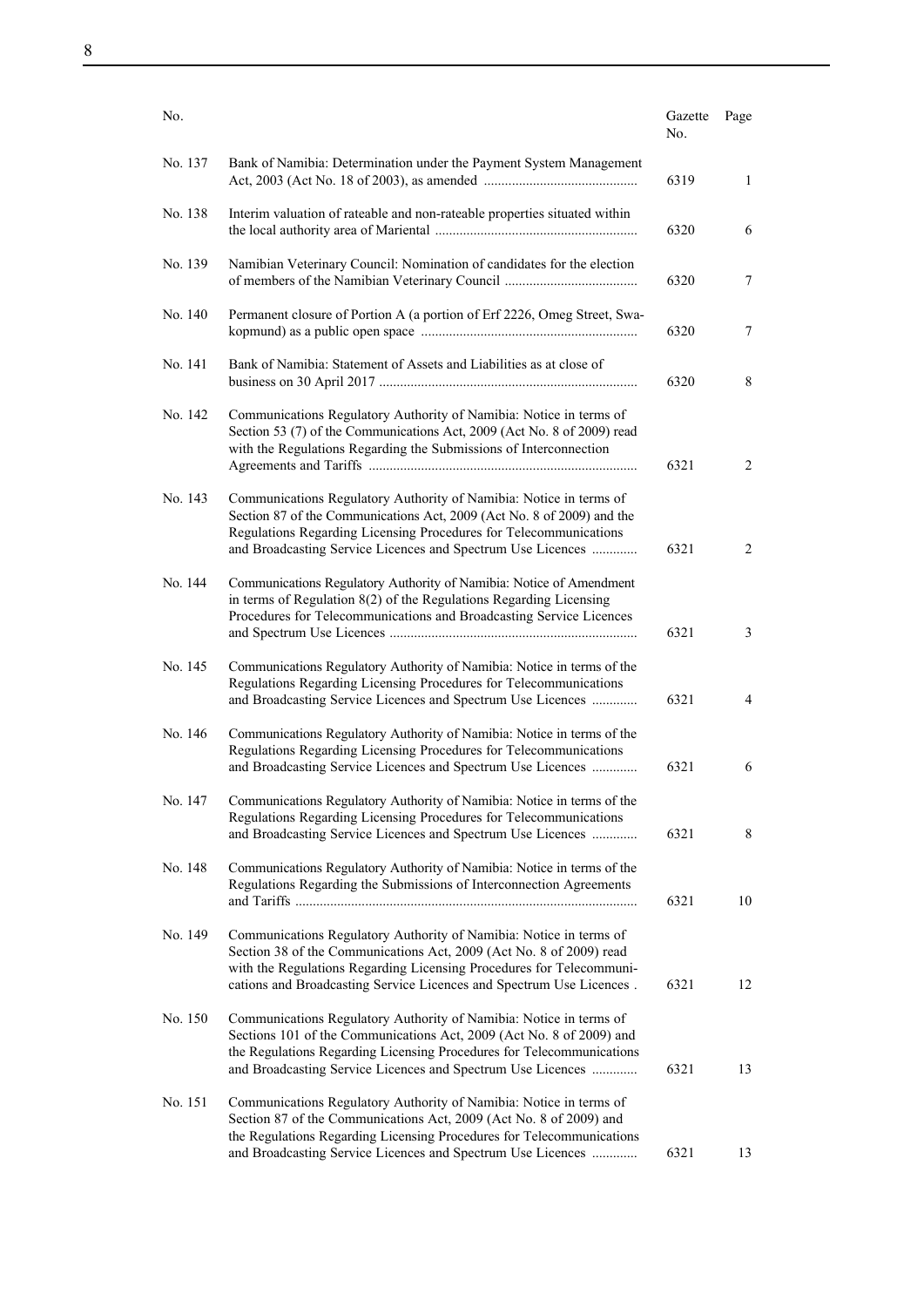| No. | | Gazette No. | Page |
|---|---|---|---|
| No. 137 | Bank of Namibia: Determination under the Payment System Management Act, 2003 (Act No. 18 of 2003), as amended ............................................ | 6319 | 1 |
| No. 138 | Interim valuation of rateable and non-rateable properties situated within the local authority area of Mariental .......................................................... | 6320 | 6 |
| No. 139 | Namibian Veterinary Council: Nomination of candidates for the election of members of the Namibian Veterinary Council ...................................... | 6320 | 7 |
| No. 140 | Permanent closure of Portion A (a portion of Erf 2226, Omeg Street, Swakopmund) as a public open space ............................................................. | 6320 | 7 |
| No. 141 | Bank of Namibia: Statement of Assets and Liabilities as at close of business on 30 April 2017 .......................................................................... | 6320 | 8 |
| No. 142 | Communications Regulatory Authority of Namibia: Notice in terms of Section 53 (7) of the Communications Act, 2009 (Act No. 8 of 2009) read with the Regulations Regarding the Submissions of Interconnection Agreements and Tariffs ............................................................................ | 6321 | 2 |
| No. 143 | Communications Regulatory Authority of Namibia: Notice in terms of Section 87 of the Communications Act, 2009 (Act No. 8 of 2009) and the Regulations Regarding Licensing Procedures for Telecommunications and Broadcasting Service Licences and Spectrum Use Licences ............ | 6321 | 2 |
| No. 144 | Communications Regulatory Authority of Namibia: Notice of Amendment in terms of Regulation 8(2) of the Regulations Regarding Licensing Procedures for Telecommunications and Broadcasting Service Licences and Spectrum Use Licences ....................................................................... | 6321 | 3 |
| No. 145 | Communications Regulatory Authority of Namibia: Notice in terms of the Regulations Regarding Licensing Procedures for Telecommunications and Broadcasting Service Licences and Spectrum Use Licences ............ | 6321 | 4 |
| No. 146 | Communications Regulatory Authority of Namibia: Notice in terms of the Regulations Regarding Licensing Procedures for Telecommunications and Broadcasting Service Licences and Spectrum Use Licences ............ | 6321 | 6 |
| No. 147 | Communications Regulatory Authority of Namibia: Notice in terms of the Regulations Regarding Licensing Procedures for Telecommunications and Broadcasting Service Licences and Spectrum Use Licences ............ | 6321 | 8 |
| No. 148 | Communications Regulatory Authority of Namibia: Notice in terms of the Regulations Regarding the Submissions of Interconnection Agreements and Tariffs ................................................................................................. | 6321 | 10 |
| No. 149 | Communications Regulatory Authority of Namibia: Notice in terms of Section 38 of the Communications Act, 2009 (Act No. 8 of 2009) read with the Regulations Regarding Licensing Procedures for Telecommunications and Broadcasting Service Licences and Spectrum Use Licences . | 6321 | 12 |
| No. 150 | Communications Regulatory Authority of Namibia: Notice in terms of Sections 101 of the Communications Act, 2009 (Act No. 8 of 2009) and the Regulations Regarding Licensing Procedures for Telecommunications and Broadcasting Service Licences and Spectrum Use Licences ............ | 6321 | 13 |
| No. 151 | Communications Regulatory Authority of Namibia: Notice in terms of Section 87 of the Communications Act, 2009 (Act No. 8 of 2009) and the Regulations Regarding Licensing Procedures for Telecommunications and Broadcasting Service Licences and Spectrum Use Licences ............ | 6321 | 13 |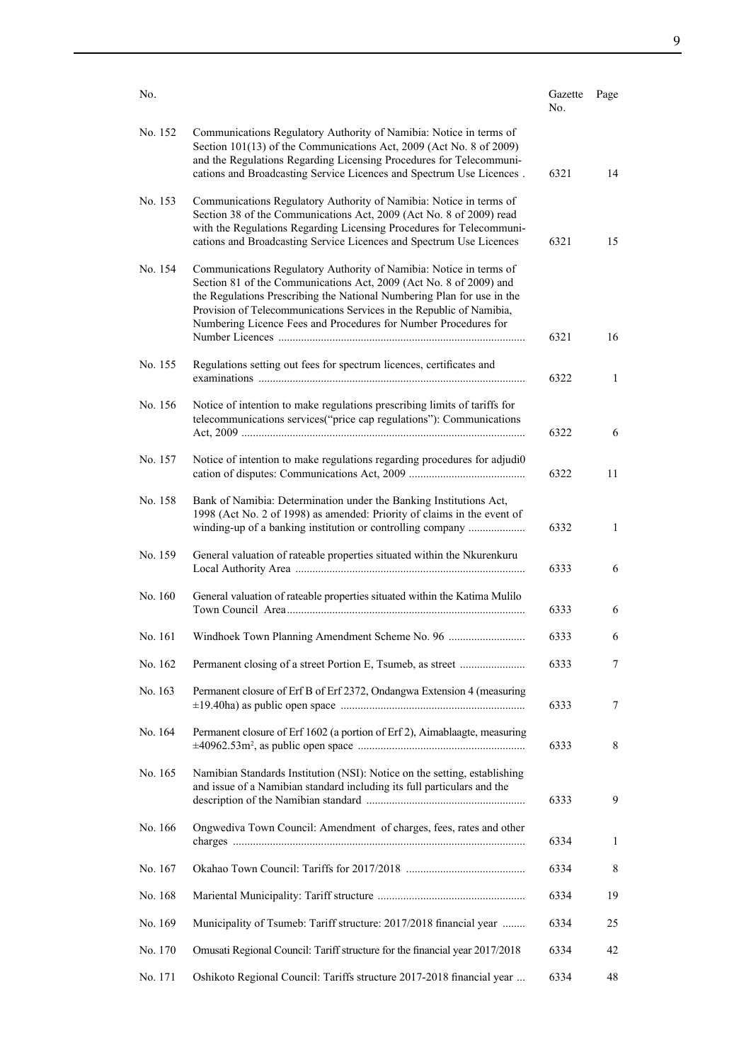| No. | | Gazette No. | Page |
|---|---|---|---|
| No. 152 | Communications Regulatory Authority of Namibia: Notice in terms of Section 101(13) of the Communications Act, 2009 (Act No. 8 of 2009) and the Regulations Regarding Licensing Procedures for Telecommunications and Broadcasting Service Licences and Spectrum Use Licences . | 6321 | 14 |
| No. 153 | Communications Regulatory Authority of Namibia: Notice in terms of Section 38 of the Communications Act, 2009 (Act No. 8 of 2009) read with the Regulations Regarding Licensing Procedures for Telecommunications and Broadcasting Service Licences and Spectrum Use Licences | 6321 | 15 |
| No. 154 | Communications Regulatory Authority of Namibia: Notice in terms of Section 81 of the Communications Act, 2009 (Act No. 8 of 2009) and the Regulations Prescribing the National Numbering Plan for use in the Provision of Telecommunications Services in the Republic of Namibia, Numbering Licence Fees and Procedures for Number Procedures for Number Licences ...................................................................................... | 6321 | 16 |
| No. 155 | Regulations setting out fees for spectrum licences, certificates and examinations ............................................................................................ | 6322 | 1 |
| No. 156 | Notice of intention to make regulations prescribing limits of tariffs for telecommunications services("price cap regulations"): Communications Act, 2009 .................................................................................................... | 6322 | 6 |
| No. 157 | Notice of intention to make regulations regarding procedures for adjudi0 cation of disputes: Communications Act, 2009 ......................................... | 6322 | 11 |
| No. 158 | Bank of Namibia: Determination under the Banking Institutions Act, 1998 (Act No. 2 of 1998) as amended: Priority of claims in the event of winding-up of a banking institution or controlling company .................... | 6332 | 1 |
| No. 159 | General valuation of rateable properties situated within the Nkurenkuru Local Authority Area ................................................................................ | 6333 | 6 |
| No. 160 | General valuation of rateable properties situated within the Katima Mulilo Town Council Area.................................................................................... | 6333 | 6 |
| No. 161 | Windhoek Town Planning Amendment Scheme No. 96 ........................... | 6333 | 6 |
| No. 162 | Permanent closing of a street Portion E, Tsumeb, as street ....................... | 6333 | 7 |
| No. 163 | Permanent closure of Erf B of Erf 2372, Ondangwa Extension 4 (measuring ±19.40ha) as public open space ................................................................. | 6333 | 7 |
| No. 164 | Permanent closure of Erf 1602 (a portion of Erf 2), Aimablaagte, measuring ±40962.53m², as public open space ........................................................... | 6333 | 8 |
| No. 165 | Namibian Standards Institution (NSI): Notice on the setting, establishing and issue of a Namibian standard including its full particulars and the description of the Namibian standard ........................................................ | 6333 | 9 |
| No. 166 | Ongwediva Town Council: Amendment of charges, fees, rates and other charges ...................................................................................................... | 6334 | 1 |
| No. 167 | Okahao Town Council: Tariffs for 2017/2018 .......................................... | 6334 | 8 |
| No. 168 | Mariental Municipality: Tariff structure .................................................... | 6334 | 19 |
| No. 169 | Municipality of Tsumeb: Tariff structure: 2017/2018 financial year ........ | 6334 | 25 |
| No. 170 | Omusati Regional Council: Tariff structure for the financial year 2017/2018 | 6334 | 42 |
| No. 171 | Oshikoto Regional Council: Tariffs structure 2017-2018 financial year ... | 6334 | 48 |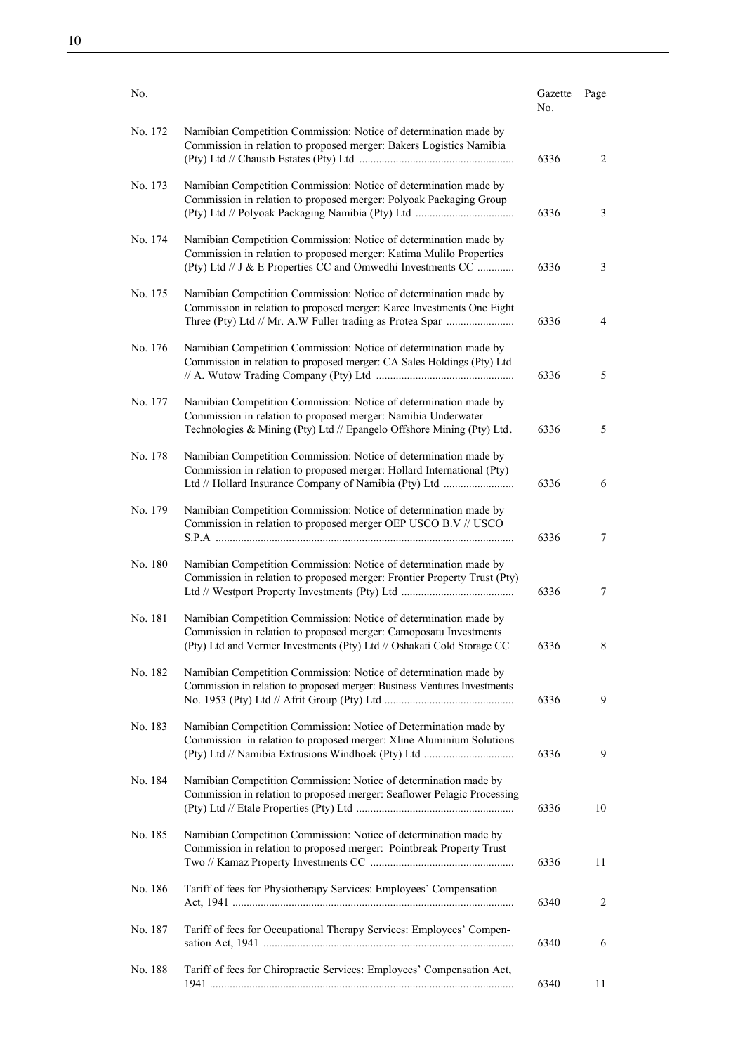| No. | | Gazette No. | Page |
|---|---|---|---|
| No. 172 | Namibian Competition Commission: Notice of determination made by Commission in relation to proposed merger: Bakers Logistics Namibia (Pty) Ltd // Chausib Estates (Pty) Ltd ...................................................... | 6336 | 2 |
| No. 173 | Namibian Competition Commission: Notice of determination made by Commission in relation to proposed merger: Polyoak Packaging Group (Pty) Ltd // Polyoak Packaging Namibia (Pty) Ltd ................................... | 6336 | 3 |
| No. 174 | Namibian Competition Commission: Notice of determination made by Commission in relation to proposed merger: Katima Mulilo Properties (Pty) Ltd // J & E Properties CC and Omwedhi Investments CC ............ | 6336 | 3 |
| No. 175 | Namibian Competition Commission: Notice of determination made by Commission in relation to proposed merger: Karee Investments One Eight Three (Pty) Ltd // Mr. A.W Fuller trading as Protea Spar ........................ | 6336 | 4 |
| No. 176 | Namibian Competition Commission: Notice of determination made by Commission in relation to proposed merger: CA Sales Holdings (Pty) Ltd // A. Wutow Trading Company (Pty) Ltd ................................................ | 6336 | 5 |
| No. 177 | Namibian Competition Commission: Notice of determination made by Commission in relation to proposed merger: Namibia Underwater Technologies & Mining (Pty) Ltd // Epangelo Offshore Mining (Pty) Ltd. | 6336 | 5 |
| No. 178 | Namibian Competition Commission: Notice of determination made by Commission in relation to proposed merger: Hollard International (Pty) Ltd // Hollard Insurance Company of Namibia (Pty) Ltd ......................... | 6336 | 6 |
| No. 179 | Namibian Competition Commission: Notice of determination made by Commission in relation to proposed merger OEP USCO B.V // USCO S.P.A ......................................................................................................... | 6336 | 7 |
| No. 180 | Namibian Competition Commission: Notice of determination made by Commission in relation to proposed merger: Frontier Property Trust (Pty) Ltd // Westport Property Investments (Pty) Ltd ........................................ | 6336 | 7 |
| No. 181 | Namibian Competition Commission: Notice of determination made by Commission in relation to proposed merger: Camoposatu Investments (Pty) Ltd and Vernier Investments (Pty) Ltd // Oshakati Cold Storage CC | 6336 | 8 |
| No. 182 | Namibian Competition Commission: Notice of determination made by Commission in relation to proposed merger: Business Ventures Investments No. 1953 (Pty) Ltd // Afrit Group (Pty) Ltd ............................................. | 6336 | 9 |
| No. 183 | Namibian Competition Commission: Notice of Determination made by Commission in relation to proposed merger: Xline Aluminium Solutions (Pty) Ltd // Namibia Extrusions Windhoek (Pty) Ltd ................................ | 6336 | 9 |
| No. 184 | Namibian Competition Commission: Notice of determination made by Commission in relation to proposed merger: Seaflower Pelagic Processing (Pty) Ltd // Etale Properties (Pty) Ltd ....................................................... | 6336 | 10 |
| No. 185 | Namibian Competition Commission: Notice of determination made by Commission in relation to proposed merger: Pointbreak Property Trust Two // Kamaz Property Investments CC .................................................. | 6336 | 11 |
| No. 186 | Tariff of fees for Physiotherapy Services: Employees' Compensation Act, 1941 ................................................................................................... | 6340 | 2 |
| No. 187 | Tariff of fees for Occupational Therapy Services: Employees' Compensation Act, 1941 ........................................................................................ | 6340 | 6 |
| No. 188 | Tariff of fees for Chiropractic Services: Employees' Compensation Act, 1941 .......................................................................................................... | 6340 | 11 |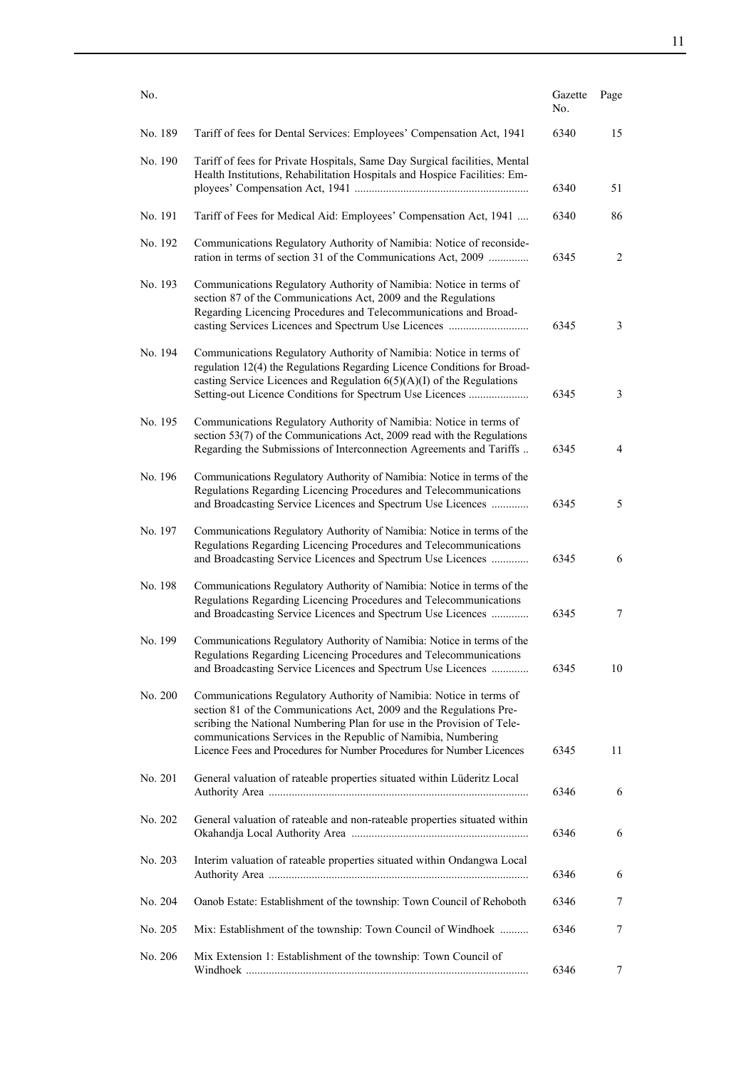| No. | | Gazette No. | Page |
|---|---|---|---|
| No. 189 | Tariff of fees for Dental Services: Employees' Compensation Act, 1941 | 6340 | 15 |
| No. 190 | Tariff of fees for Private Hospitals, Same Day Surgical facilities, Mental Health Institutions, Rehabilitation Hospitals and Hospice Facilities: Employees' Compensation Act, 1941 ............................................................ | 6340 | 51 |
| No. 191 | Tariff of Fees for Medical Aid: Employees' Compensation Act, 1941 .... | 6340 | 86 |
| No. 192 | Communications Regulatory Authority of Namibia: Notice of reconsideration in terms of section 31 of the Communications Act, 2009 ............. | 6345 | 2 |
| No. 193 | Communications Regulatory Authority of Namibia: Notice in terms of section 87 of the Communications Act, 2009 and the Regulations Regarding Licencing Procedures and Telecommunications and Broadcasting Services Licences and Spectrum Use Licences ........................... | 6345 | 3 |
| No. 194 | Communications Regulatory Authority of Namibia: Notice in terms of regulation 12(4) the Regulations Regarding Licence Conditions for Broadcasting Service Licences and Regulation 6(5)(A)(I) of the Regulations Setting-out Licence Conditions for Spectrum Use Licences ..................... | 6345 | 3 |
| No. 195 | Communications Regulatory Authority of Namibia: Notice in terms of section 53(7) of the Communications Act, 2009 read with the Regulations Regarding the Submissions of Interconnection Agreements and Tariffs .. | 6345 | 4 |
| No. 196 | Communications Regulatory Authority of Namibia: Notice in terms of the Regulations Regarding Licencing Procedures and Telecommunications and Broadcasting Service Licences and Spectrum Use Licences ............ | 6345 | 5 |
| No. 197 | Communications Regulatory Authority of Namibia: Notice in terms of the Regulations Regarding Licencing Procedures and Telecommunications and Broadcasting Service Licences and Spectrum Use Licences ............ | 6345 | 6 |
| No. 198 | Communications Regulatory Authority of Namibia: Notice in terms of the Regulations Regarding Licencing Procedures and Telecommunications and Broadcasting Service Licences and Spectrum Use Licences ............ | 6345 | 7 |
| No. 199 | Communications Regulatory Authority of Namibia: Notice in terms of the Regulations Regarding Licencing Procedures and Telecommunications and Broadcasting Service Licences and Spectrum Use Licences ............ | 6345 | 10 |
| No. 200 | Communications Regulatory Authority of Namibia: Notice in terms of section 81 of the Communications Act, 2009 and the Regulations Prescribing the National Numbering Plan for use in the Provision of Telecommunications Services in the Republic of Namibia, Numbering Licence Fees and Procedures for Number Procedures for Number Licences | 6345 | 11 |
| No. 201 | General valuation of rateable properties situated within Lüderitz Local Authority Area .......................................................................................... | 6346 | 6 |
| No. 202 | General valuation of rateable and non-rateable properties situated within Okahandja Local Authority Area ............................................................. | 6346 | 6 |
| No. 203 | Interim valuation of rateable properties situated within Ondangwa Local Authority Area .......................................................................................... | 6346 | 6 |
| No. 204 | Oanob Estate: Establishment of the township: Town Council of Rehoboth | 6346 | 7 |
| No. 205 | Mix: Establishment of the township: Town Council of Windhoek .......... | 6346 | 7 |
| No. 206 | Mix Extension 1: Establishment of the township: Town Council of Windhoek .................................................................................................. | 6346 | 7 |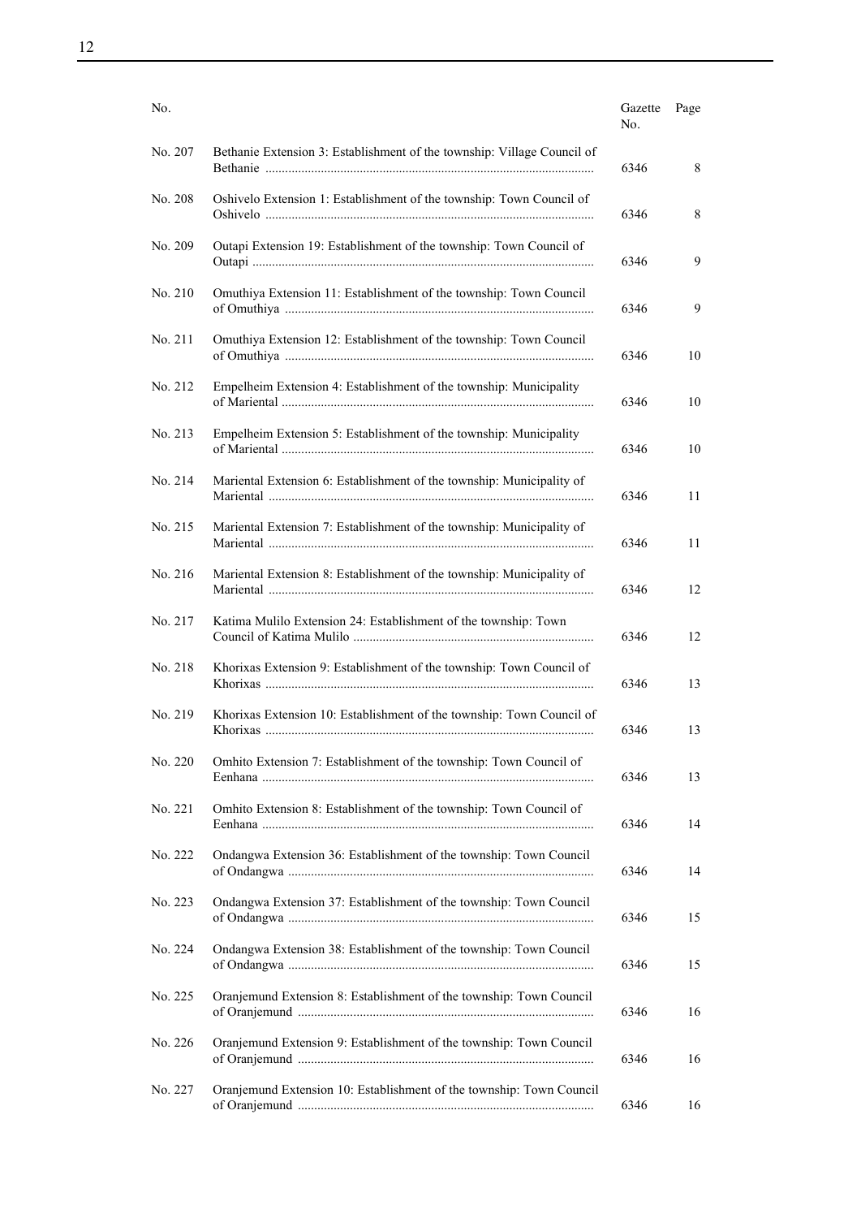| No. | | Gazette No. | Page |
|---|---|---|---|
| No. 207 | Bethanie Extension 3: Establishment of the township: Village Council of Bethanie | 6346 | 8 |
| No. 208 | Oshivelo Extension 1: Establishment of the township: Town Council of Oshivelo | 6346 | 8 |
| No. 209 | Outapi Extension 19: Establishment of the township: Town Council of Outapi | 6346 | 9 |
| No. 210 | Omuthiya Extension 11: Establishment of the township: Town Council of Omuthiya | 6346 | 9 |
| No. 211 | Omuthiya Extension 12: Establishment of the township: Town Council of Omuthiya | 6346 | 10 |
| No. 212 | Empelheim Extension 4: Establishment of the township: Municipality of Mariental | 6346 | 10 |
| No. 213 | Empelheim Extension 5: Establishment of the township: Municipality of Mariental | 6346 | 10 |
| No. 214 | Mariental Extension 6: Establishment of the township: Municipality of Mariental | 6346 | 11 |
| No. 215 | Mariental Extension 7: Establishment of the township: Municipality of Mariental | 6346 | 11 |
| No. 216 | Mariental Extension 8: Establishment of the township: Municipality of Mariental | 6346 | 12 |
| No. 217 | Katima Mulilo Extension 24: Establishment of the township: Town Council of Katima Mulilo | 6346 | 12 |
| No. 218 | Khorixas Extension 9: Establishment of the township: Town Council of Khorixas | 6346 | 13 |
| No. 219 | Khorixas Extension 10: Establishment of the township: Town Council of Khorixas | 6346 | 13 |
| No. 220 | Omhito Extension 7: Establishment of the township: Town Council of Eenhana | 6346 | 13 |
| No. 221 | Omhito Extension 8: Establishment of the township: Town Council of Eenhana | 6346 | 14 |
| No. 222 | Ondangwa Extension 36: Establishment of the township: Town Council of Ondangwa | 6346 | 14 |
| No. 223 | Ondangwa Extension 37: Establishment of the township: Town Council of Ondangwa | 6346 | 15 |
| No. 224 | Ondangwa Extension 38: Establishment of the township: Town Council of Ondangwa | 6346 | 15 |
| No. 225 | Oranjemund Extension 8: Establishment of the township: Town Council of Oranjemund | 6346 | 16 |
| No. 226 | Oranjemund Extension 9: Establishment of the township: Town Council of Oranjemund | 6346 | 16 |
| No. 227 | Oranjemund Extension 10: Establishment of the township: Town Council of Oranjemund | 6346 | 16 |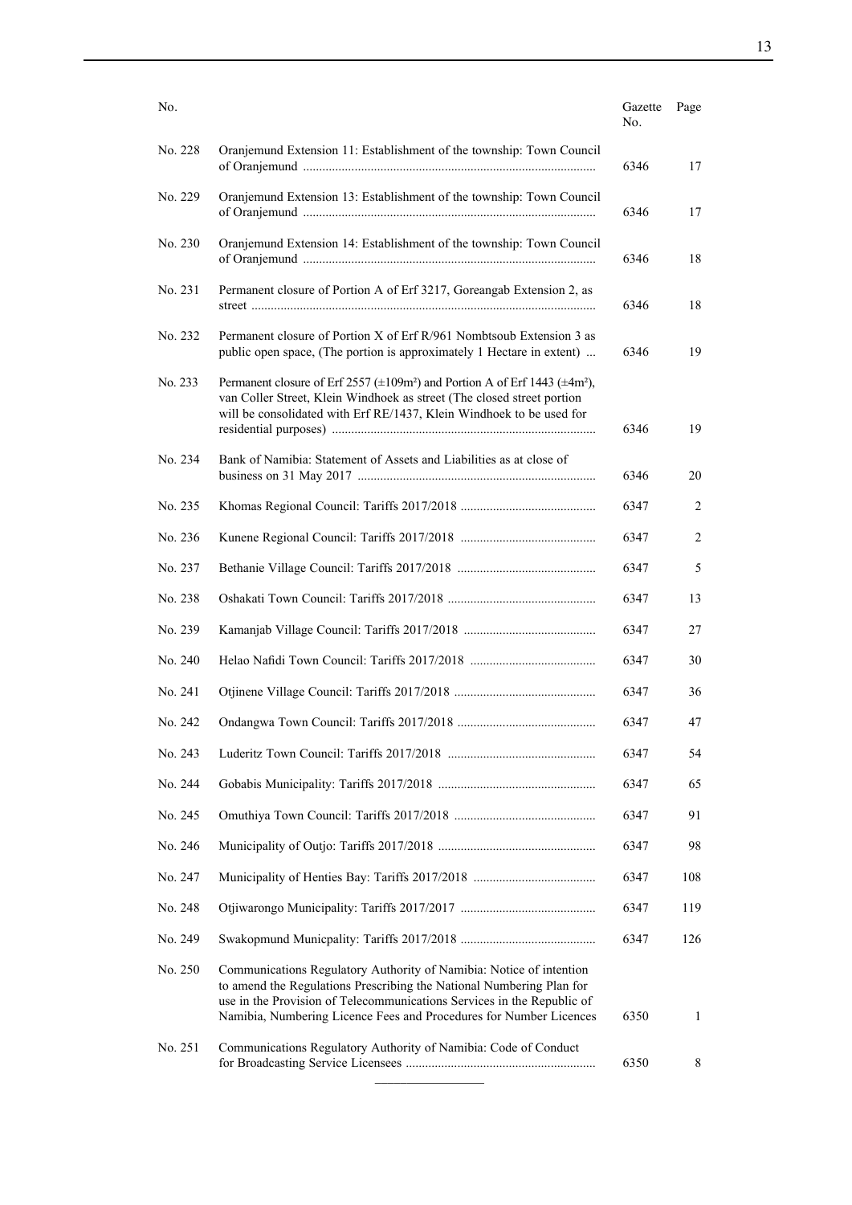| No. | | Gazette No. | Page |
|---|---|---|---|
| No. 228 | Oranjemund Extension 11: Establishment of the township: Town Council of Oranjemund .......................................................................................... | 6346 | 17 |
| No. 229 | Oranjemund Extension 13: Establishment of the township: Town Council of Oranjemund .......................................................................................... | 6346 | 17 |
| No. 230 | Oranjemund Extension 14: Establishment of the township: Town Council of Oranjemund .......................................................................................... | 6346 | 18 |
| No. 231 | Permanent closure of Portion A of Erf 3217, Goreangab Extension 2, as street .......................................................................................................... | 6346 | 18 |
| No. 232 | Permanent closure of Portion X of Erf R/961 Nombtsoub Extension 3 as public open space, (The portion is approximately 1 Hectare in extent) ... | 6346 | 19 |
| No. 233 | Permanent closure of Erf 2557 (±109m²) and Portion A of Erf 1443 (±4m²), van Coller Street, Klein Windhoek as street (The closed street portion will be consolidated with Erf RE/1437, Klein Windhoek to be used for residential purposes) ................................................................................. | 6346 | 19 |
| No. 234 | Bank of Namibia: Statement of Assets and Liabilities as at close of business on 31 May 2017 .......................................................................... | 6346 | 20 |
| No. 235 | Khomas Regional Council: Tariffs 2017/2018 .......................................... | 6347 | 2 |
| No. 236 | Kunene Regional Council: Tariffs 2017/2018 .......................................... | 6347 | 2 |
| No. 237 | Bethanie Village Council: Tariffs 2017/2018 ........................................... | 6347 | 5 |
| No. 238 | Oshakati Town Council: Tariffs 2017/2018 ............................................. | 6347 | 13 |
| No. 239 | Kamanjab Village Council: Tariffs 2017/2018 ......................................... | 6347 | 27 |
| No. 240 | Helao Nafidi Town Council: Tariffs 2017/2018 ....................................... | 6347 | 30 |
| No. 241 | Otjinene Village Council: Tariffs 2017/2018 ............................................ | 6347 | 36 |
| No. 242 | Ondangwa Town Council: Tariffs 2017/2018 ........................................... | 6347 | 47 |
| No. 243 | Luderitz Town Council: Tariffs 2017/2018 .............................................. | 6347 | 54 |
| No. 244 | Gobabis Municipality: Tariffs 2017/2018 ................................................. | 6347 | 65 |
| No. 245 | Omuthiya Town Council: Tariffs 2017/2018 ............................................ | 6347 | 91 |
| No. 246 | Municipality of Outjo: Tariffs 2017/2018 ................................................. | 6347 | 98 |
| No. 247 | Municipality of Henties Bay: Tariffs 2017/2018 ...................................... | 6347 | 108 |
| No. 248 | Otjiwarongo Municipality: Tariffs 2017/2017 .......................................... | 6347 | 119 |
| No. 249 | Swakopmund Municpality: Tariffs 2017/2018 .......................................... | 6347 | 126 |
| No. 250 | Communications Regulatory Authority of Namibia: Notice of intention to amend the Regulations Prescribing the National Numbering Plan for use in the Provision of Telecommunications Services in the Republic of Namibia, Numbering Licence Fees and Procedures for Number Licences | 6350 | 1 |
| No. 251 | Communications Regulatory Authority of Namibia: Code of Conduct for Broadcasting Service Licensees ........................................................... | 6350 | 8 |